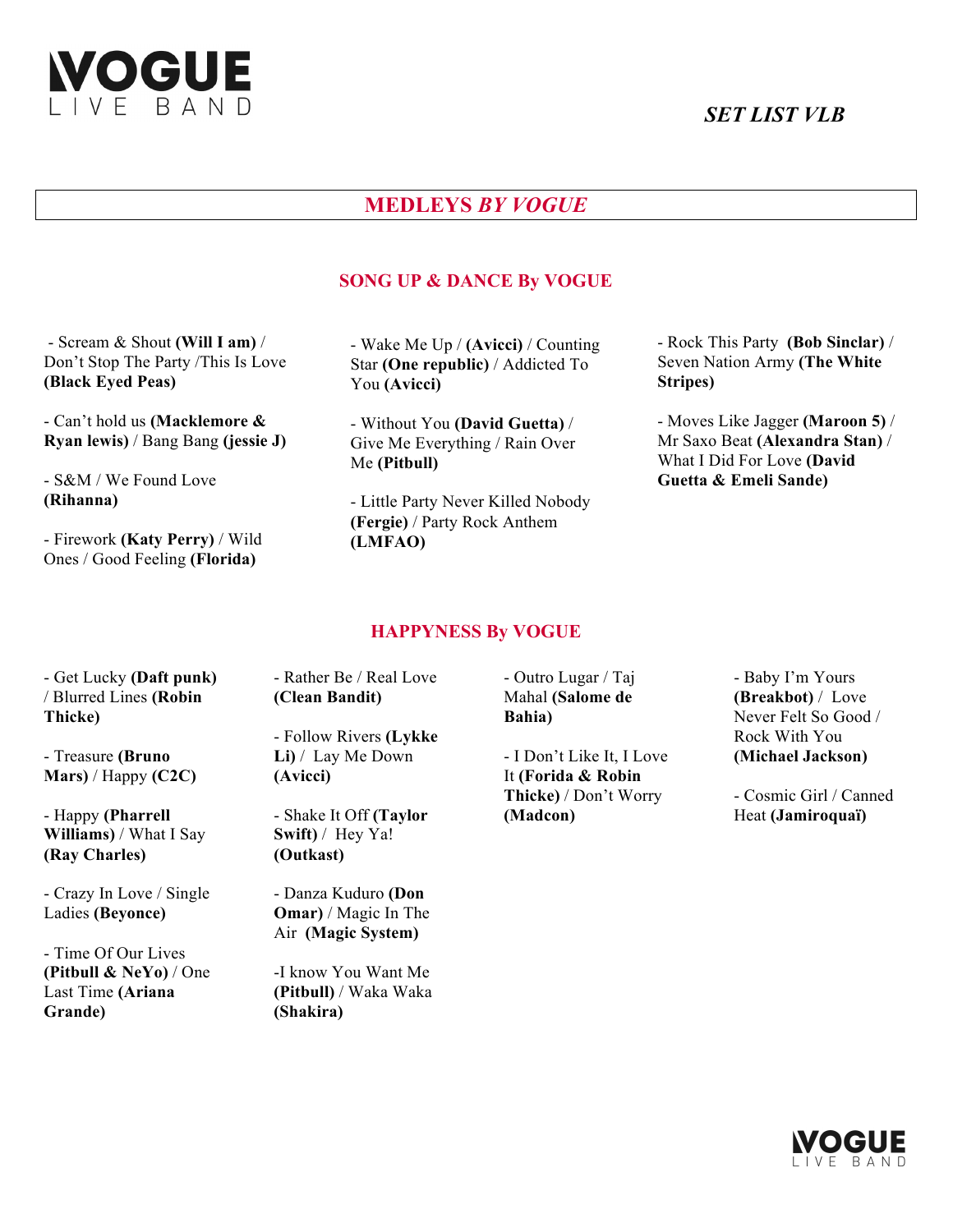**VOGUE**
LIVE BAND

*SET LIST VLB*

## MEDLEYS *BY VOGUE*

### SONG UP & DANCE By VOGUE

- Scream & Shout **(Will I am)** / Don't Stop The Party /This Is Love **(Black Eyed Peas)**

- Can't hold us **(Macklemore & Ryan lewis)** / Bang Bang **(jessie J)**

- S&M / We Found Love **(Rihanna)**

- Firework **(Katy Perry)** / Wild Ones / Good Feeling **(Florida)**

- Wake Me Up / **(Avicci)** / Counting Star **(One republic)** / Addicted To You **(Avicci)**

- Without You **(David Guetta)** / Give Me Everything / Rain Over Me **(Pitbull)**

- Little Party Never Killed Nobody **(Fergie)** / Party Rock Anthem **(LMFAO)**

- Rock This Party **(Bob Sinclar)** / Seven Nation Army **(The White Stripes)**

- Moves Like Jagger **(Maroon 5)** / Mr Saxo Beat **(Alexandra Stan)** / What I Did For Love **(David Guetta & Emeli Sande)**

### HAPPYNESS By VOGUE

- Get Lucky **(Daft punk)** / Blurred Lines **(Robin Thicke)**

- Treasure **(Bruno Mars)** / Happy **(C2C)**

- Happy **(Pharrell Williams)** / What I Say **(Ray Charles)**

- Crazy In Love / Single Ladies **(Beyonce)**

- Time Of Our Lives **(Pitbull & NeYo)** / One Last Time **(Ariana Grande)**

- Rather Be / Real Love **(Clean Bandit)**

- Follow Rivers **(Lykke Li)** / Lay Me Down **(Avicci)**

- Shake It Off **(Taylor Swift)** / Hey Ya! **(Outkast)**

- Danza Kuduro **(Don Omar)** / Magic In The Air **(Magic System)**

-I know You Want Me **(Pitbull)** / Waka Waka **(Shakira)**

- Outro Lugar / Taj Mahal **(Salome de Bahia)**

- I Don't Like It, I Love It **(Forida & Robin Thicke)** / Don't Worry **(Madcon)**

- Baby I'm Yours **(Breakbot)** / Love Never Felt So Good / Rock With You **(Michael Jackson)**

- Cosmic Girl / Canned Heat **(Jamiroquaï)**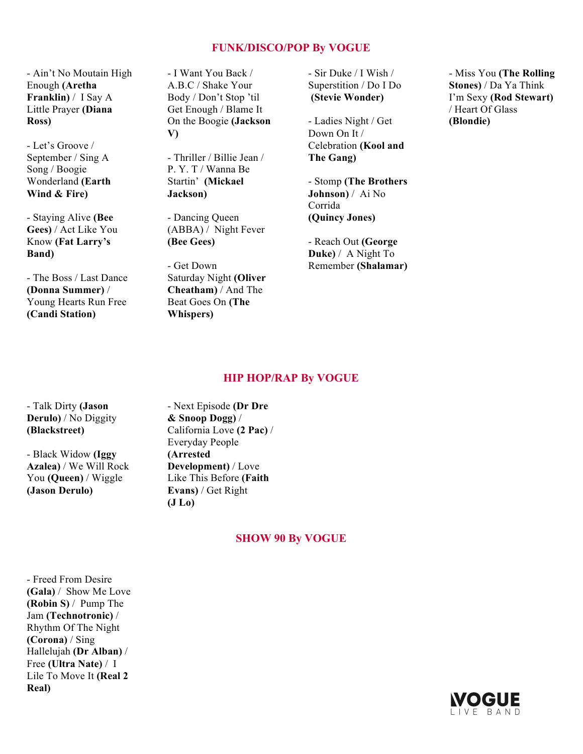## FUNK/DISCO/POP By VOGUE

- Ain't No Moutain High Enough **(Aretha Franklin)** / I Say A Little Prayer **(Diana Ross)**

- Let's Groove / September / Sing A Song / Boogie Wonderland **(Earth Wind & Fire)**

- Staying Alive **(Bee Gees)** / Act Like You Know **(Fat Larry's Band)**

- The Boss / Last Dance **(Donna Summer)** / Young Hearts Run Free **(Candi Station)**

- I Want You Back / A.B.C / Shake Your Body / Don't Stop 'til Get Enough / Blame It On the Boogie **(Jackson V)**

- Thriller / Billie Jean / P. Y. T / Wanna Be Startin' **(Mickael Jackson)**

- Dancing Queen (ABBA) / Night Fever **(Bee Gees)**

- Get Down Saturday Night **(Oliver Cheatham)** / And The Beat Goes On **(The Whispers)**

- Sir Duke / I Wish / Superstition / Do I Do **(Stevie Wonder)**

- Ladies Night / Get Down On It / Celebration **(Kool and The Gang)**

- Stomp **(The Brothers Johnson)** / Ai No Corrida **(Quincy Jones)**

- Reach Out **(George Duke)** / A Night To Remember **(Shalamar)**

- Miss You **(The Rolling Stones)** / Da Ya Think I'm Sexy **(Rod Stewart)** / Heart Of Glass **(Blondie)**

## HIP HOP/RAP By VOGUE

- Talk Dirty **(Jason Derulo)** / No Diggity **(Blackstreet)**

- Black Widow **(Iggy Azalea)** / We Will Rock You **(Queen)** / Wiggle **(Jason Derulo)**

- Next Episode **(Dr Dre & Snoop Dogg)** / California Love **(2 Pac)** / Everyday People **(Arrested Development)** / Love Like This Before **(Faith Evans)** / Get Right **(J Lo)**

## SHOW 90 By VOGUE

- Freed From Desire **(Gala)** / Show Me Love **(Robin S)** / Pump The Jam **(Technotronic)** / Rhythm Of The Night **(Corona)** / Sing Hallelujah **(Dr Alban)** / Free **(Ultra Nate)** / I Lile To Move It **(Real 2 Real)**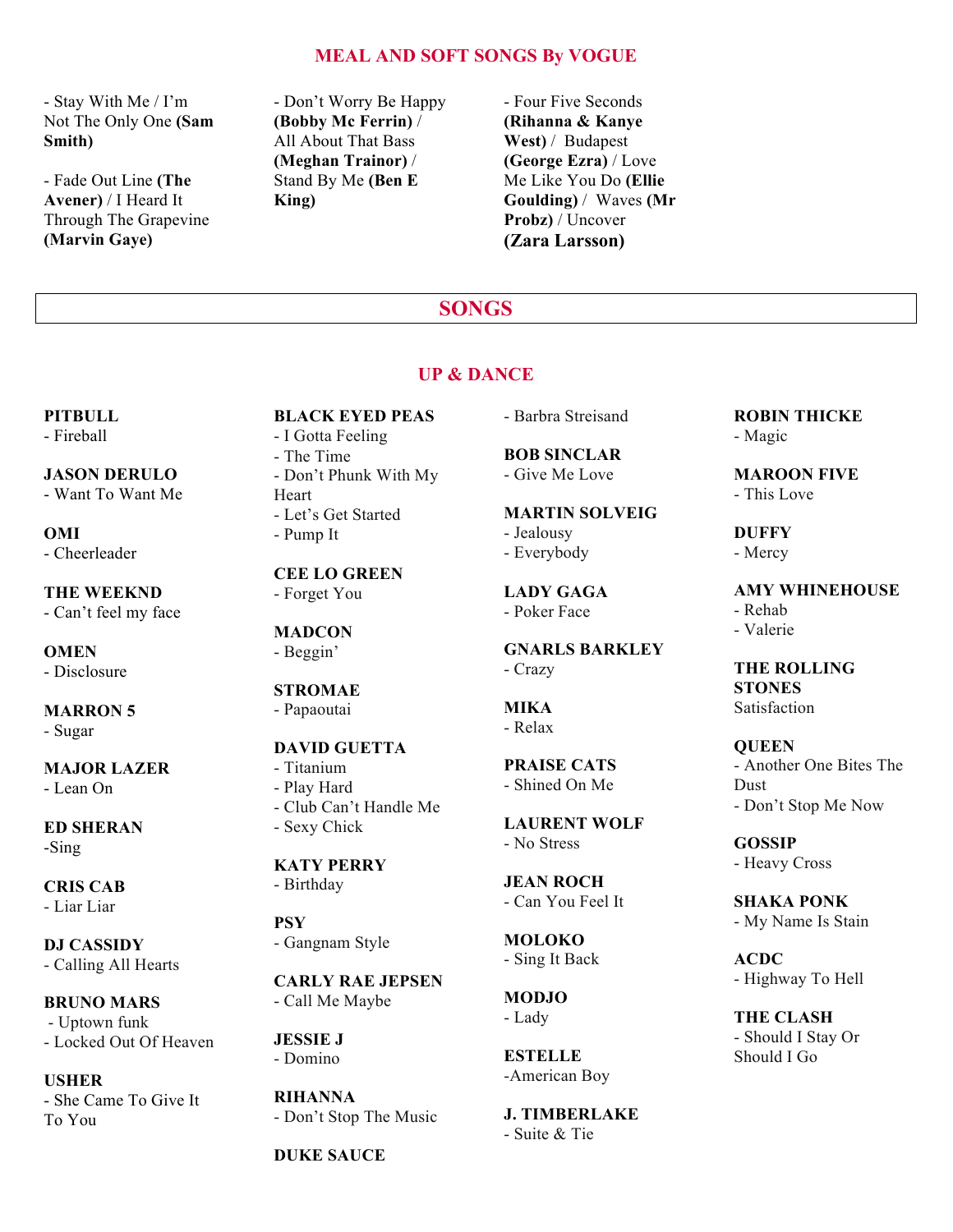## MEAL AND SOFT SONGS By VOGUE

- Stay With Me / I'm Not The Only One **(Sam Smith)**

- Fade Out Line **(The Avener)** / I Heard It Through The Grapevine **(Marvin Gaye)**

- Don't Worry Be Happy **(Bobby Mc Ferrin)** / All About That Bass **(Meghan Trainor)** / Stand By Me **(Ben E King)**

- Four Five Seconds **(Rihanna & Kanye West)** / Budapest **(George Ezra)** / Love Me Like You Do **(Ellie Goulding)** / Waves **(Mr Probz)** / Uncover **(Zara Larsson)**

# SONGS

## UP & DANCE

**PITBULL**
- Fireball

**JASON DERULO**
- Want To Want Me

**OMI**
- Cheerleader

**THE WEEKND**
- Can't feel my face

**OMEN**
- Disclosure

**MARRON 5**
- Sugar

**MAJOR LAZER**
- Lean On

**ED SHERAN**
-Sing

**CRIS CAB**
- Liar Liar

**DJ CASSIDY**
- Calling All Hearts

**BRUNO MARS**
- Uptown funk
- Locked Out Of Heaven

**USHER**
- She Came To Give It To You

**BLACK EYED PEAS**
- I Gotta Feeling
- The Time
- Don't Phunk With My Heart
- Let's Get Started
- Pump It

**CEE LO GREEN**
- Forget You

**MADCON**
- Beggin'

**STROMAE**
- Papaoutai

**DAVID GUETTA**
- Titanium
- Play Hard
- Club Can't Handle Me
- Sexy Chick

**KATY PERRY**
- Birthday

**PSY**
- Gangnam Style

**CARLY RAE JEPSEN**
- Call Me Maybe

**JESSIE J**
- Domino

**RIHANNA**
- Don't Stop The Music

**DUKE SAUCE**
- Barbra Streisand

**BOB SINCLAR**
- Give Me Love

**MARTIN SOLVEIG**
- Jealousy
- Everybody

**LADY GAGA**
- Poker Face

**GNARLS BARKLEY**
- Crazy

**MIKA**
- Relax

**PRAISE CATS**
- Shined On Me

**LAURENT WOLF**
- No Stress

**JEAN ROCH**
- Can You Feel It

**MOLOKO**
- Sing It Back

**MODJO**
- Lady

**ESTELLE**
-American Boy

**J. TIMBERLAKE**
- Suite & Tie

**ROBIN THICKE**
- Magic

**MAROON FIVE**
- This Love

**DUFFY**
- Mercy

**AMY WHINEHOUSE**
- Rehab
- Valerie

**THE ROLLING STONES**
Satisfaction

**QUEEN**
- Another One Bites The Dust
- Don't Stop Me Now

**GOSSIP**
- Heavy Cross

**SHAKA PONK**
- My Name Is Stain

**ACDC**
- Highway To Hell

**THE CLASH**
- Should I Stay Or Should I Go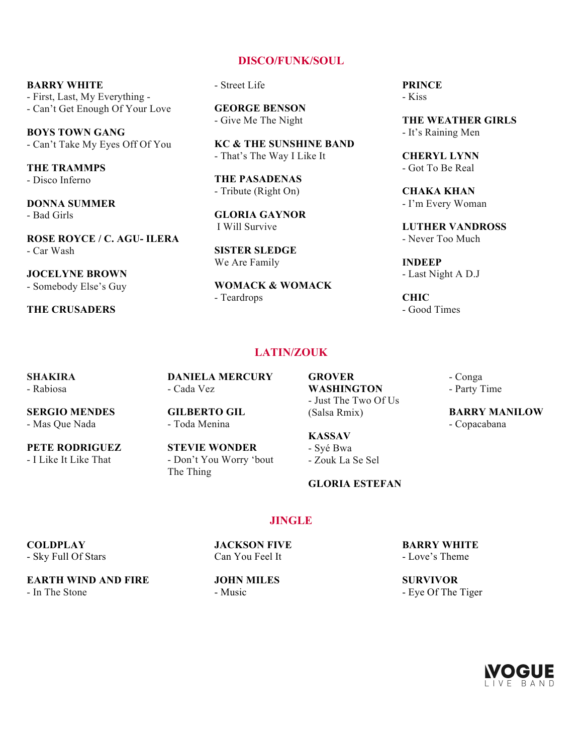## DISCO/FUNK/SOUL

**BARRY WHITE**
- First, Last, My Everything -
- Can't Get Enough Of Your Love

**BOYS TOWN GANG**
- Can't Take My Eyes Off Of You

**THE TRAMMPS**
- Disco Inferno

**DONNA SUMMER**
- Bad Girls

**ROSE ROYCE / C. AGU- ILERA**
- Car Wash

**JOCELYNE BROWN**
- Somebody Else's Guy

**THE CRUSADERS**
- Street Life

**GEORGE BENSON**
- Give Me The Night

**KC & THE SUNSHINE BAND**
- That's The Way I Like It

**THE PASADENAS**
- Tribute (Right On)

**GLORIA GAYNOR**
I Will Survive

**SISTER SLEDGE**
We Are Family

**WOMACK & WOMACK**
- Teardrops

**PRINCE**
- Kiss

**THE WEATHER GIRLS**
- It's Raining Men

**CHERYL LYNN**
- Got To Be Real

**CHAKA KHAN**
- I'm Every Woman

**LUTHER VANDROSS**
- Never Too Much

**INDEEP**
- Last Night A D.J

**CHIC**
- Good Times

## LATIN/ZOUK

**SHAKIRA**
- Rabiosa

**SERGIO MENDES**
- Mas Que Nada

**PETE RODRIGUEZ**
- I Like It Like That

**DANIELA MERCURY**
- Cada Vez

**GILBERTO GIL**
- Toda Menina

**STEVIE WONDER**
- Don't You Worry 'bout The Thing

**GROVER WASHINGTON**
- Just The Two Of Us (Salsa Rmix)

**KASSAV**
- Syé Bwa
- Zouk La Se Sel

**GLORIA ESTEFAN**
- Conga
- Party Time

**BARRY MANILOW**
- Copacabana

## JINGLE

**COLDPLAY**
- Sky Full Of Stars

**EARTH WIND AND FIRE**
- In The Stone

**JACKSON FIVE**
Can You Feel It

**JOHN MILES**
- Music

**BARRY WHITE**
- Love's Theme

**SURVIVOR**
- Eye Of The Tiger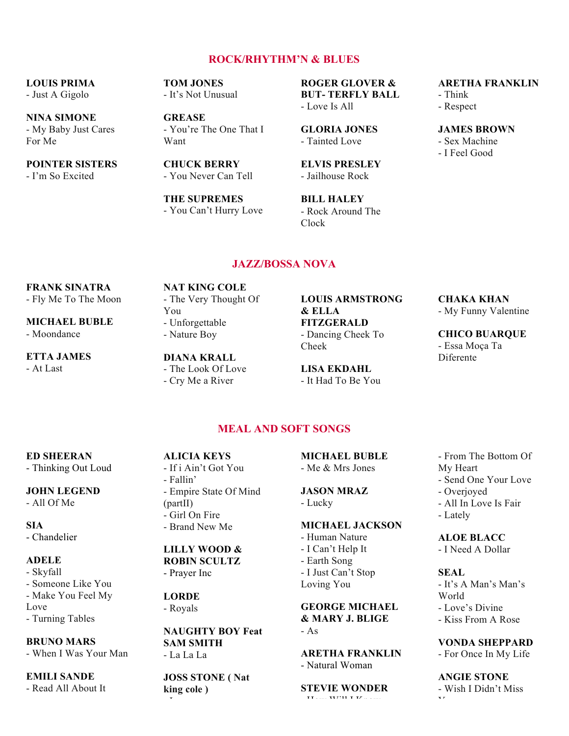## ROCK/RHYTHM'N & BLUES

**LOUIS PRIMA**
- Just A Gigolo

**NINA SIMONE**
- My Baby Just Cares For Me

**POINTER SISTERS**
- I'm So Excited

**TOM JONES**
- It's Not Unusual

**GREASE**
- You're The One That I Want

**CHUCK BERRY**
- You Never Can Tell

**THE SUPREMES**
- You Can't Hurry Love

**ROGER GLOVER & BUT- TERFLY BALL**
- Love Is All

**GLORIA JONES**
- Tainted Love

**ELVIS PRESLEY**
- Jailhouse Rock

**BILL HALEY**
- Rock Around The Clock

**ARETHA FRANKLIN**
- Think
- Respect

**JAMES BROWN**
- Sex Machine
- I Feel Good

## JAZZ/BOSSA NOVA

**FRANK SINATRA**
- Fly Me To The Moon

**MICHAEL BUBLE**
- Moondance

**ETTA JAMES**
- At Last

**NAT KING COLE**
- The Very Thought Of You
- Unforgettable
- Nature Boy

**DIANA KRALL**
- The Look Of Love
- Cry Me a River

**LOUIS ARMSTRONG & ELLA FITZGERALD**
- Dancing Cheek To Cheek

**LISA EKDAHL**
- It Had To Be You

**CHAKA KHAN**
- My Funny Valentine

**CHICO BUARQUE**
- Essa Moça Ta Diferente

## MEAL AND SOFT SONGS

**ED SHEERAN**
- Thinking Out Loud

**JOHN LEGEND**
- All Of Me

**SIA**
- Chandelier

**ADELE**
- Skyfall
- Someone Like You
- Make You Feel My Love
- Turning Tables

**BRUNO MARS**
- When I Was Your Man

**EMILI SANDE**
- Read All About It

**ALICIA KEYS**
- If i Ain't Got You
- Fallin'
- Empire State Of Mind (partII)
- Girl On Fire
- Brand New Me

**LILLY WOOD & ROBIN SCULTZ**
- Prayer Inc

**LORDE**
- Royals

**NAUGHTY BOY Feat SAM SMITH**
- La La La

**JOSS STONE ( Nat king cole )**

**MICHAEL BUBLE**
- Me & Mrs Jones

**JASON MRAZ**
- Lucky

**MICHAEL JACKSON**
- Human Nature
- I Can't Help It
- Earth Song
- I Just Can't Stop Loving You

**GEORGE MICHAEL & MARY J. BLIGE**
- As

**ARETHA FRANKLIN**
- Natural Woman

**STEVIE WONDER**

- From The Bottom Of My Heart
- Send One Your Love
- Overjoyed
- All In Love Is Fair
- Lately

**ALOE BLACC**
- I Need A Dollar

**SEAL**
- It's A Man's Man's World
- Love's Divine
- Kiss From A Rose

**VONDA SHEPPARD**
- For Once In My Life

**ANGIE STONE**
- Wish I Didn't Miss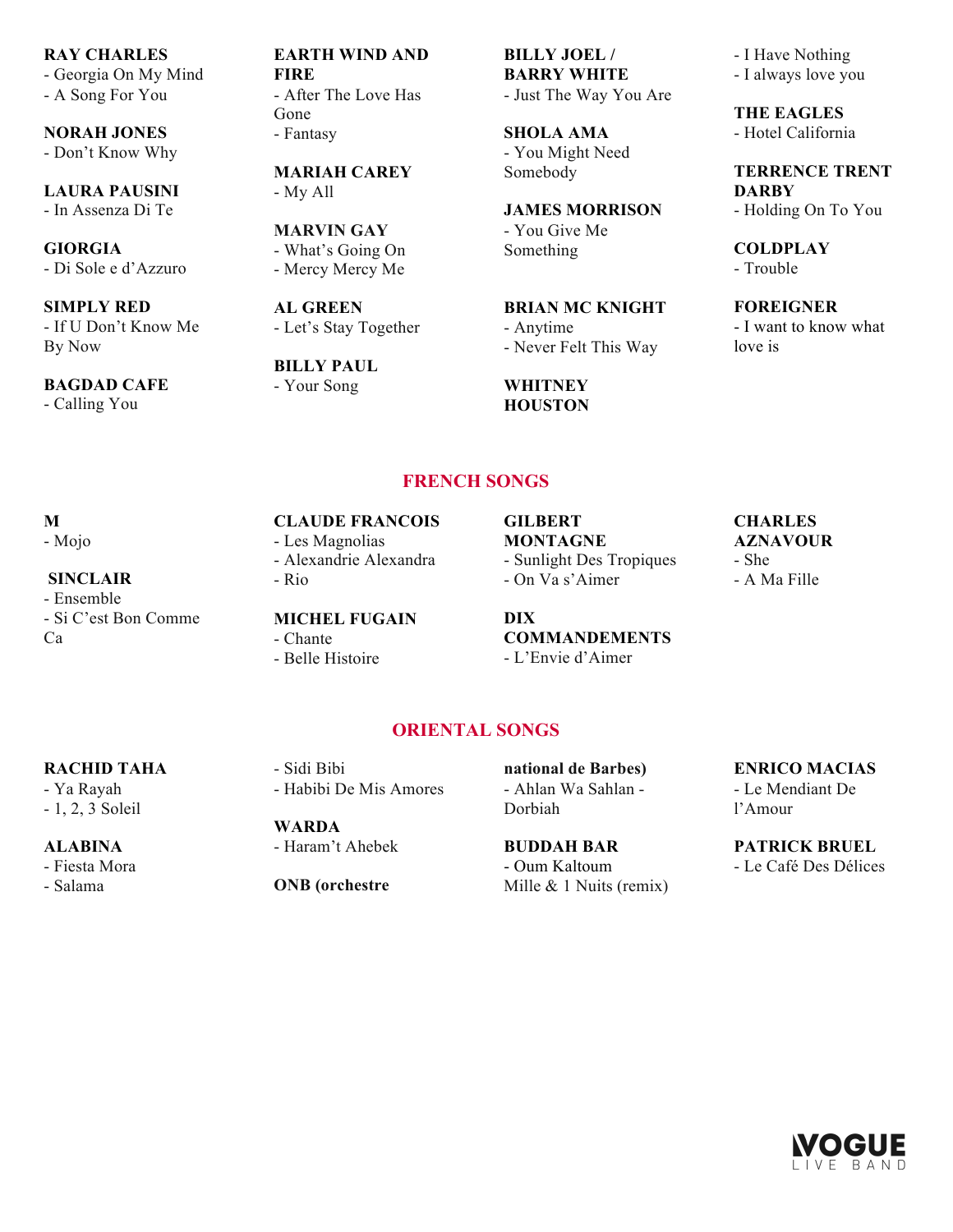**RAY CHARLES**
- Georgia On My Mind
- A Song For You

**NORAH JONES**
- Don't Know Why

**LAURA PAUSINI**
- In Assenza Di Te

**GIORGIA**
- Di Sole e d'Azzuro

**SIMPLY RED**
- If U Don't Know Me By Now

**BAGDAD CAFE**
- Calling You

**EARTH WIND AND FIRE**
- After The Love Has Gone
- Fantasy

**MARIAH CAREY**
- My All

**MARVIN GAY**
- What's Going On
- Mercy Mercy Me

**AL GREEN**
- Let's Stay Together

**BILLY PAUL**
- Your Song

**BILLY JOEL / BARRY WHITE**
- Just The Way You Are

**SHOLA AMA**
- You Might Need Somebody

**JAMES MORRISON**
- You Give Me Something

**BRIAN MC KNIGHT**
- Anytime
- Never Felt This Way

**WHITNEY HOUSTON**
- I Have Nothing
- I always love you

**THE EAGLES**
- Hotel California

**TERRENCE TRENT DARBY**
- Holding On To You

**COLDPLAY**
- Trouble

**FOREIGNER**
- I want to know what love is

## FRENCH SONGS

**M**
- Mojo

**SINCLAIR**
- Ensemble
- Si C'est Bon Comme Ca

**CLAUDE FRANCOIS**
- Les Magnolias
- Alexandrie Alexandra
- Rio

**MICHEL FUGAIN**
- Chante
- Belle Histoire

**GILBERT MONTAGNE**
- Sunlight Des Tropiques
- On Va s'Aimer

**DIX COMMANDEMENTS**
- L'Envie d'Aimer

**CHARLES AZNAVOUR**
- She
- A Ma Fille

## ORIENTAL SONGS

**RACHID TAHA**
- Ya Rayah
- 1, 2, 3 Soleil

**ALABINA**
- Fiesta Mora
- Salama
- Sidi Bibi
- Habibi De Mis Amores

**WARDA**
- Haram't Ahebek

**ONB (orchestre national de Barbes)**
- Ahlan Wa Sahlan - Dorbiah

**BUDDAH BAR**
- Oum Kaltoum Mille & 1 Nuits (remix)

**ENRICO MACIAS**
- Le Mendiant De l'Amour

**PATRICK BRUEL**
- Le Café Des Délices

VOGUE LIVE BAND